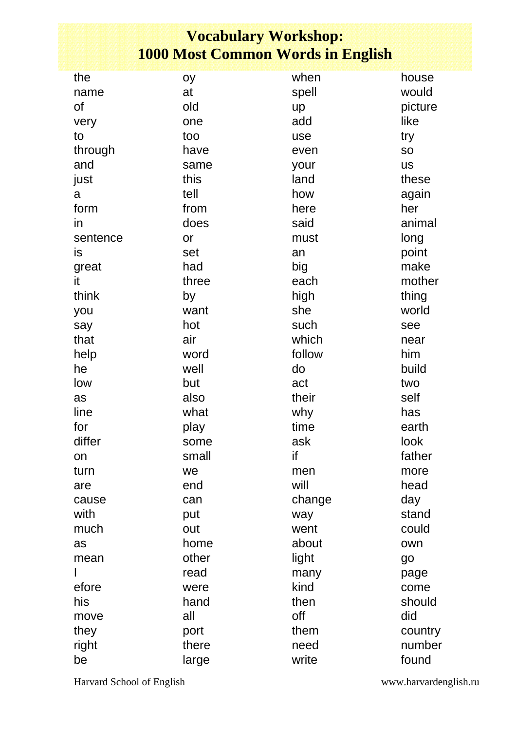# Vocabulary Workshop: 1000 Most Common Words in English

the
name
of
very
to
through
and
just
a
form
in
sentence
is
great
it
think
you
say
that
help
he
low
as
line
for
differ
on
turn
are
cause
with
much
as
mean
I
efore
his
move
they
right
be

oy
at
old
one
too
have
same
this
tell
from
does
or
set
had
three
by
want
hot
air
word
well
but
also
what
play
some
small
we
end
can
put
out
home
other
read
were
hand
all
port
there
large

when
spell
up
add
use
even
your
land
how
here
said
must
an
big
each
high
she
such
which
follow
do
act
their
why
time
ask
if
men
will
change
way
went
about
light
many
kind
then
off
them
need
write

house
would
picture
like
try
so
us
these
again
her
animal
long
point
make
mother
thing
world
see
near
him
build
two
self
has
earth
look
father
more
head
day
stand
could
own
go
page
come
should
did
country
number
found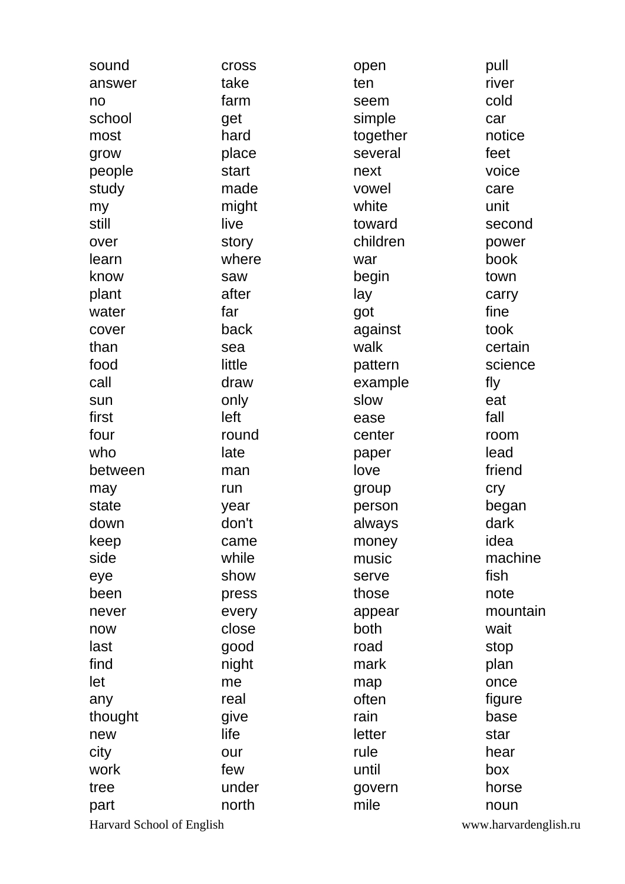sound
answer
no
school
most
grow
people
study
my
still
over
learn
know
plant
water
cover
than
food
call
sun
first
four
who
between
may
state
down
keep
side
eye
been
never
now
last
find
let
any
thought
new
city
work
tree
part

cross
take
farm
get
hard
place
start
made
might
live
story
where
saw
after
far
back
sea
little
draw
only
left
round
late
man
run
year
don't
came
while
show
press
every
close
good
night
me
real
give
life
our
few
under
north

open
ten
seem
simple
together
several
next
vowel
white
toward
children
war
begin
lay
got
against
walk
pattern
example
slow
ease
center
paper
love
group
person
always
money
music
serve
those
appear
both
road
mark
map
often
rain
letter
rule
until
govern
mile

pull
river
cold
car
notice
feet
voice
care
unit
second
power
book
town
carry
fine
took
certain
science
fly
eat
fall
room
lead
friend
cry
began
dark
idea
machine
fish
note
mountain
wait
stop
plan
once
figure
base
star
hear
box
horse
noun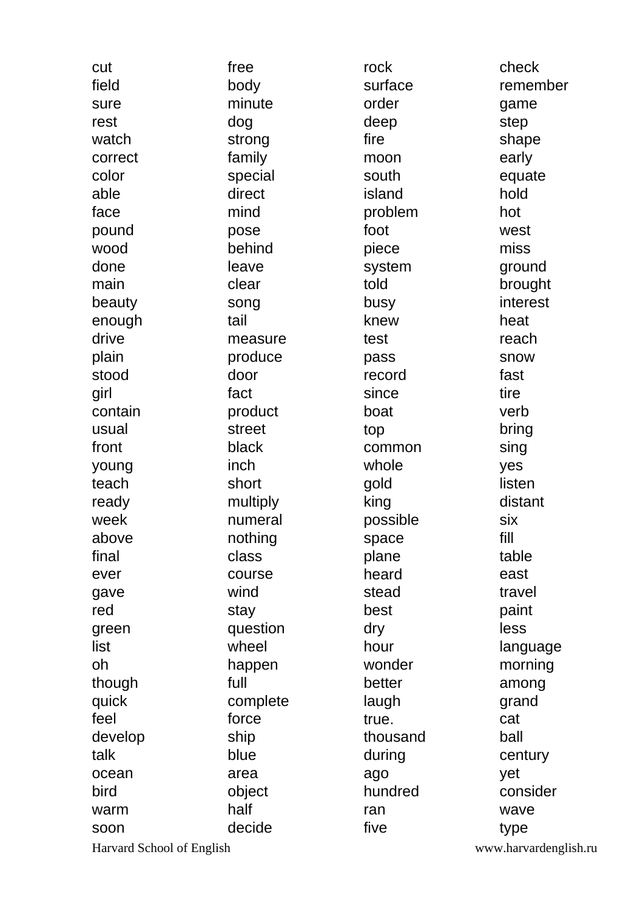cut
field
sure
rest
watch
correct
color
able
face
pound
wood
done
main
beauty
enough
drive
plain
stood
girl
contain
usual
front
young
teach
ready
week
above
final
ever
gave
red
green
list
oh
though
quick
feel
develop
talk
ocean
bird
warm
soon

free
body
minute
dog
strong
family
special
direct
mind
pose
behind
leave
clear
song
tail
measure
produce
door
fact
product
street
black
inch
short
multiply
numeral
nothing
class
course
wind
stay
question
wheel
happen
full
complete
force
ship
blue
area
object
half
decide

rock
surface
order
deep
fire
moon
south
island
problem
foot
piece
system
told
busy
knew
test
pass
record
since
boat
top
common
whole
gold
king
possible
space
plane
heard
stead
best
dry
hour
wonder
better
laugh
true.
thousand
during
ago
hundred
ran
five

check
remember
game
step
shape
early
equate
hold
hot
west
miss
ground
brought
interest
heat
reach
snow
fast
tire
verb
bring
sing
yes
listen
distant
six
fill
table
east
travel
paint
less
language
morning
among
grand
cat
ball
century
yet
consider
wave
type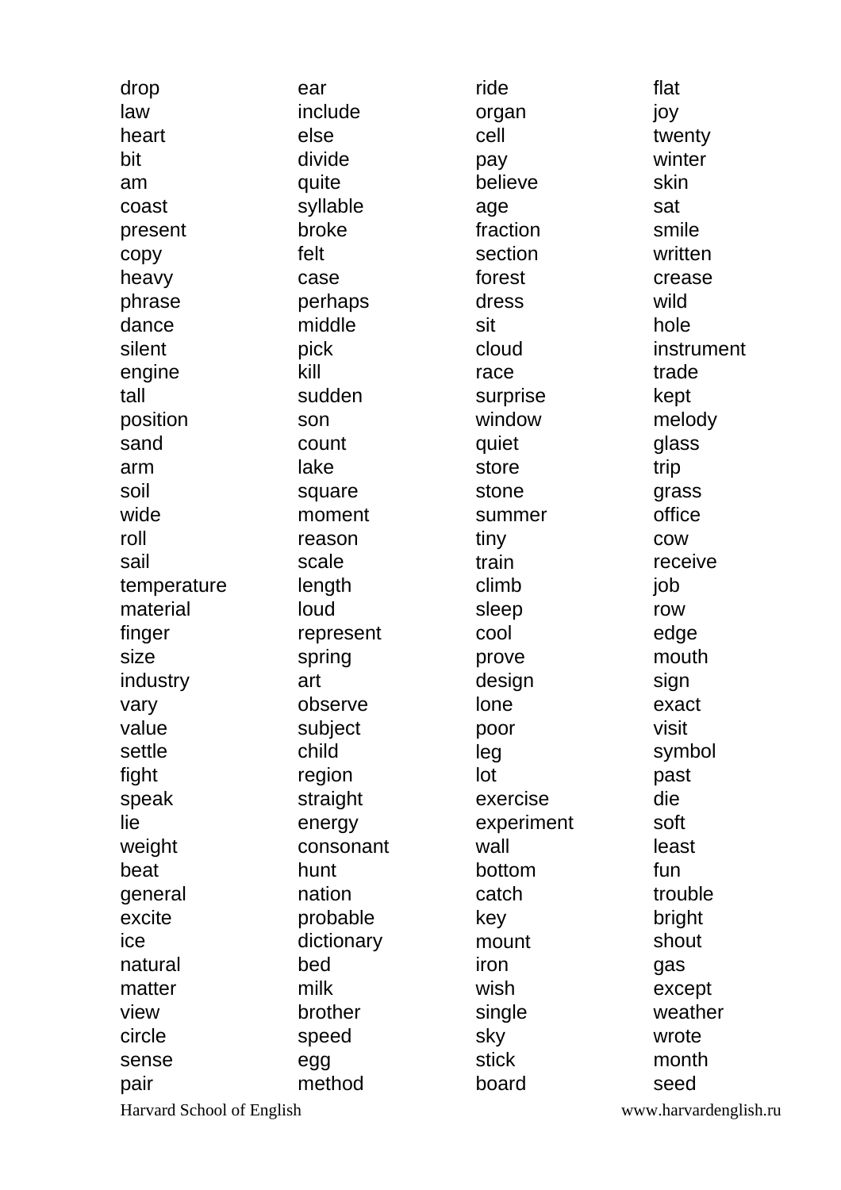drop
law
heart
bit
am
coast
present
copy
heavy
phrase
dance
silent
engine
tall
position
sand
arm
soil
wide
roll
sail
temperature
material
finger
size
industry
vary
value
settle
fight
speak
lie
weight
beat
general
excite
ice
natural
matter
view
circle
sense
pair

ear
include
else
divide
quite
syllable
broke
felt
case
perhaps
middle
pick
kill
sudden
son
count
lake
square
moment
reason
scale
length
loud
represent
spring
art
observe
subject
child
region
straight
energy
consonant
hunt
nation
probable
dictionary
bed
milk
brother
speed
egg
method

ride
organ
cell
pay
believe
age
fraction
section
forest
dress
sit
cloud
race
surprise
window
quiet
store
stone
summer
tiny
train
climb
sleep
cool
prove
design
lone
poor
leg
lot
exercise
experiment
wall
bottom
catch
key
mount
iron
wish
single
sky
stick
board

flat
joy
twenty
winter
skin
sat
smile
written
crease
wild
hole
instrument
trade
kept
melody
glass
trip
grass
office
cow
receive
job
row
edge
mouth
sign
exact
visit
symbol
past
die
soft
least
fun
trouble
bright
shout
gas
except
weather
wrote
month
seed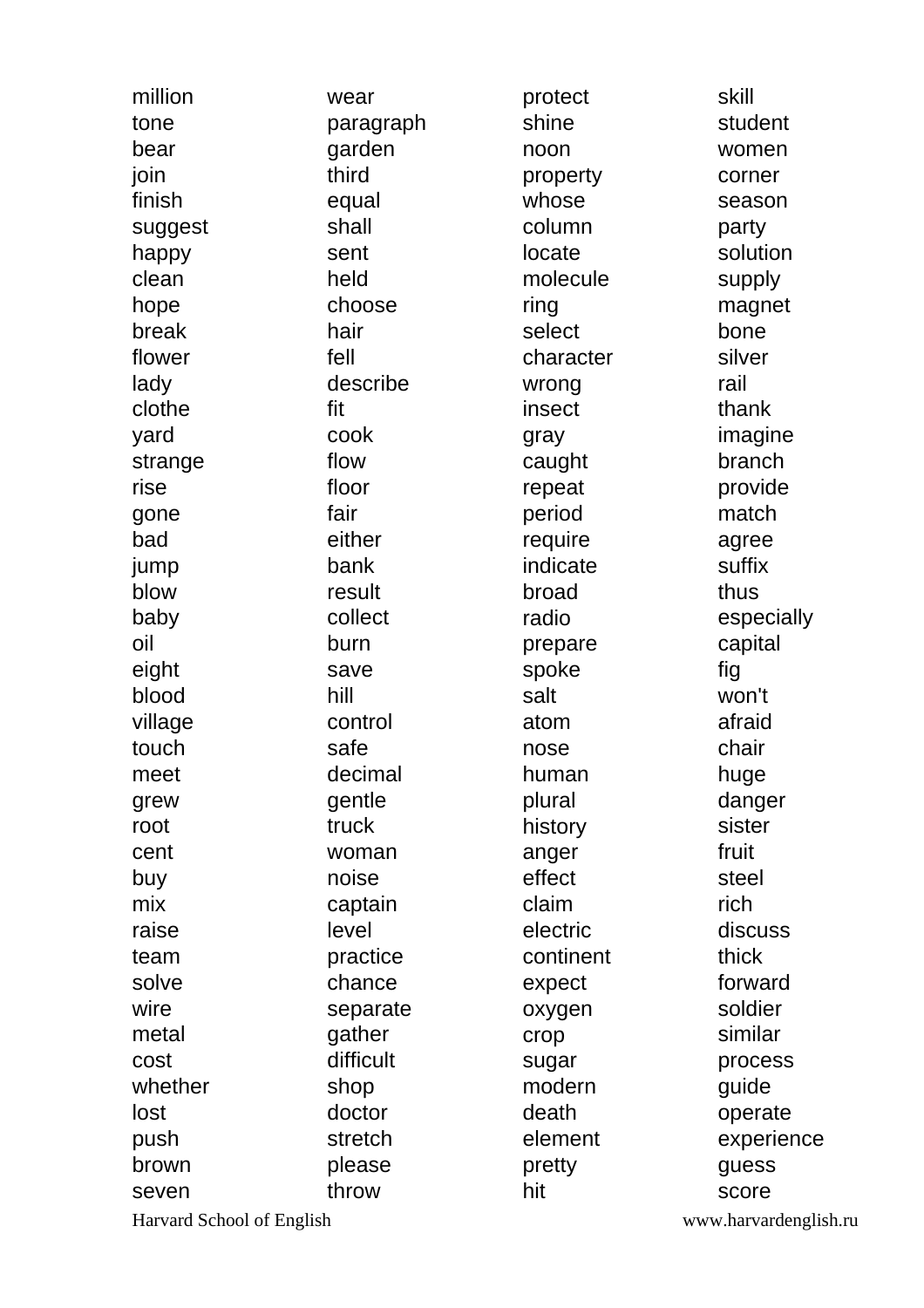million
tone
bear
join
finish
suggest
happy
clean
hope
break
flower
lady
clothe
yard
strange
rise
gone
bad
jump
blow
baby
oil
eight
blood
village
touch
meet
grew
root
cent
buy
mix
raise
team
solve
wire
metal
cost
whether
lost
push
brown
seven

wear
paragraph
garden
third
equal
shall
sent
held
choose
hair
fell
describe
fit
cook
flow
floor
fair
either
bank
result
collect
burn
save
hill
control
safe
decimal
gentle
truck
woman
noise
captain
level
practice
chance
separate
gather
difficult
shop
doctor
stretch
please
throw

protect
shine
noon
property
whose
column
locate
molecule
ring
select
character
wrong
insect
gray
caught
repeat
period
require
indicate
broad
radio
prepare
spoke
salt
atom
nose
human
plural
history
anger
effect
claim
electric
continent
expect
oxygen
crop
sugar
modern
death
element
pretty
hit

skill
student
women
corner
season
party
solution
supply
magnet
bone
silver
rail
thank
imagine
branch
provide
match
agree
suffix
thus
especially
capital
fig
won't
afraid
chair
huge
danger
sister
fruit
steel
rich
discuss
thick
forward
soldier
similar
process
guide
operate
experience
guess
score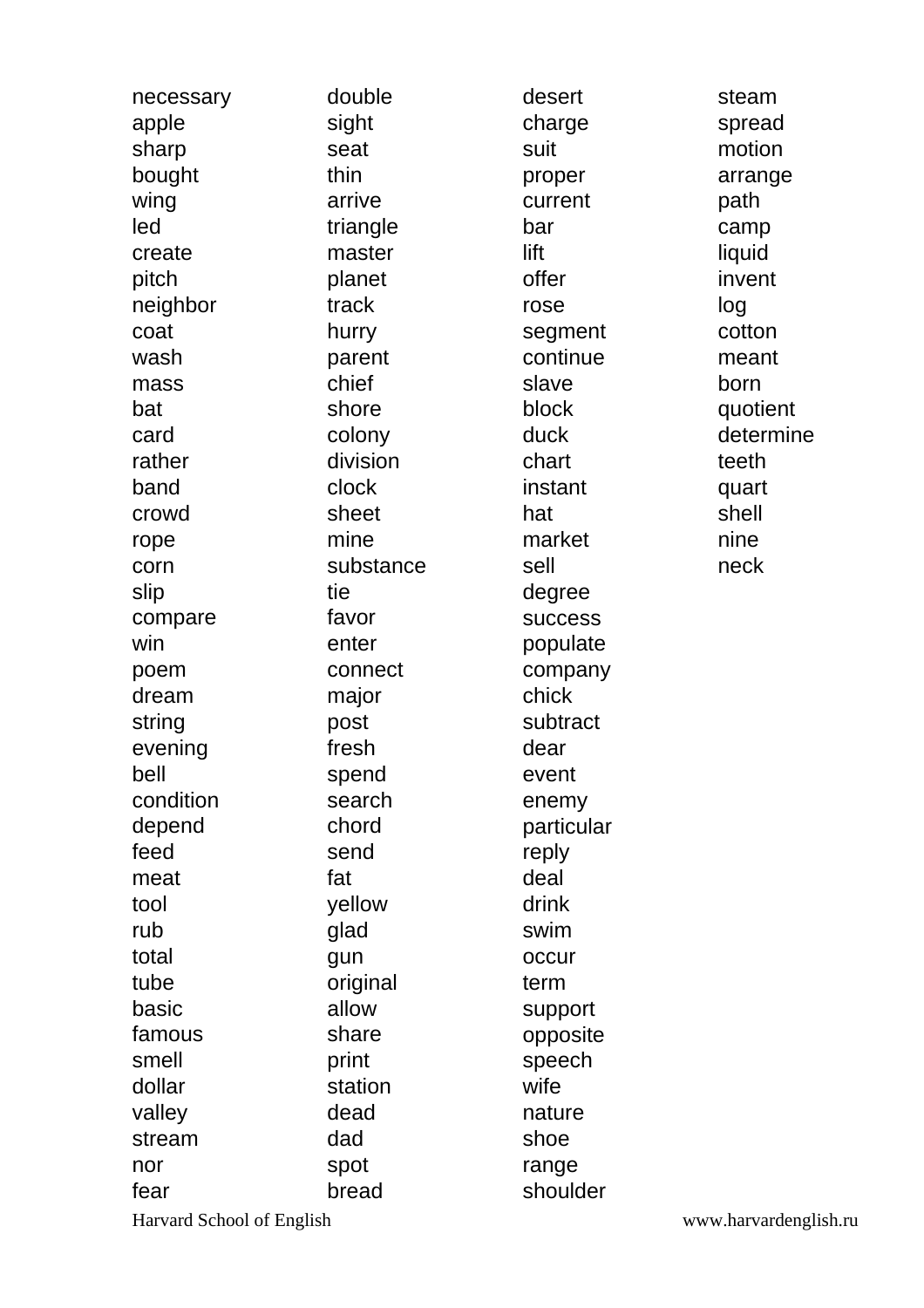necessary
apple
sharp
bought
wing
led
create
pitch
neighbor
coat
wash
mass
bat
card
rather
band
crowd
rope
corn
slip
compare
win
poem
dream
string
evening
bell
condition
depend
feed
meat
tool
rub
total
tube
basic
famous
smell
dollar
valley
stream
nor
fear

double
sight
seat
thin
arrive
triangle
master
planet
track
hurry
parent
chief
shore
colony
division
clock
sheet
mine
substance
tie
favor
enter
connect
major
post
fresh
spend
search
chord
send
fat
yellow
glad
gun
original
allow
share
print
station
dead
dad
spot
bread

desert
charge
suit
proper
current
bar
lift
offer
rose
segment
continue
slave
block
duck
chart
instant
hat
market
sell
degree
success
populate
company
chick
subtract
dear
event
enemy
particular
reply
deal
drink
swim
occur
term
support
opposite
speech
wife
nature
shoe
range
shoulder

steam
spread
motion
arrange
path
camp
liquid
invent
log
cotton
meant
born
quotient
determine
teeth
quart
shell
nine
neck